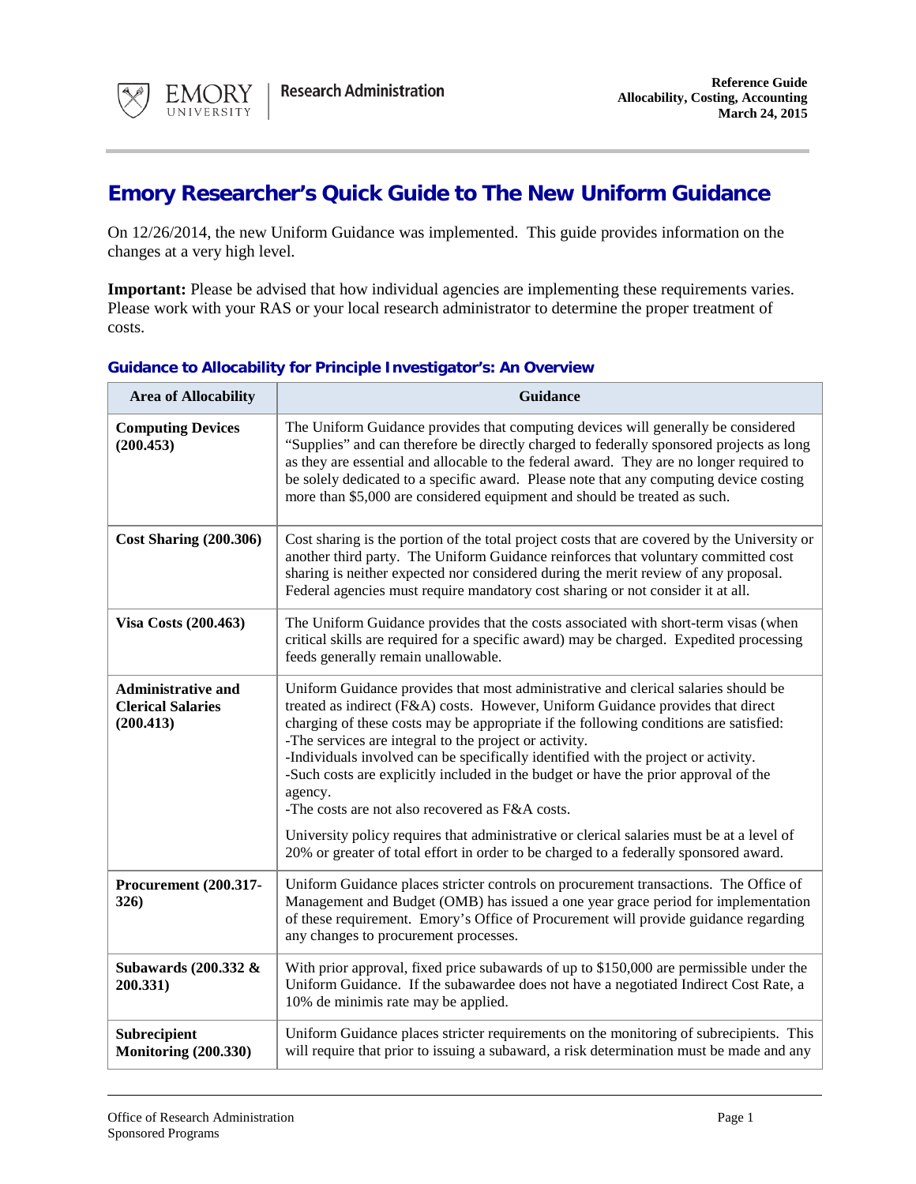# Emory Researcher's Quick Guide to The New Uniform Guidance

On 12/26/2014, the new Uniform Guidance was implemented. This guide provides information on the changes at a very high level.

**Important:** Please be advised that how individual agencies are implementing these requirements varies. Please work with your RAS or your local research administrator to determine the proper treatment of costs.

### Guidance to Allocability for Principle Investigator's: An Overview

| Area of Allocability | Guidance |
|---|---|
| **Computing Devices (200.453)** | The Uniform Guidance provides that computing devices will generally be considered "Supplies" and can therefore be directly charged to federally sponsored projects as long as they are essential and allocable to the federal award. They are no longer required to be solely dedicated to a specific award. Please note that any computing device costing more than $5,000 are considered equipment and should be treated as such. |
| **Cost Sharing (200.306)** | Cost sharing is the portion of the total project costs that are covered by the University or another third party. The Uniform Guidance reinforces that voluntary committed cost sharing is neither expected nor considered during the merit review of any proposal. Federal agencies must require mandatory cost sharing or not consider it at all. |
| **Visa Costs (200.463)** | The Uniform Guidance provides that the costs associated with short-term visas (when critical skills are required for a specific award) may be charged. Expedited processing feeds generally remain unallowable. |
| **Administrative and Clerical Salaries (200.413)** | Uniform Guidance provides that most administrative and clerical salaries should be treated as indirect (F&A) costs. However, Uniform Guidance provides that direct charging of these costs may be appropriate if the following conditions are satisfied:<br>-The services are integral to the project or activity.<br>-Individuals involved can be specifically identified with the project or activity.<br>-Such costs are explicitly included in the budget or have the prior approval of the agency.<br>-The costs are not also recovered as F&A costs.<br><br>University policy requires that administrative or clerical salaries must be at a level of 20% or greater of total effort in order to be charged to a federally sponsored award. |
| **Procurement (200.317-326)** | Uniform Guidance places stricter controls on procurement transactions. The Office of Management and Budget (OMB) has issued a one year grace period for implementation of these requirement. Emory's Office of Procurement will provide guidance regarding any changes to procurement processes. |
| **Subawards (200.332 & 200.331)** | With prior approval, fixed price subawards of up to $150,000 are permissible under the Uniform Guidance. If the subawardee does not have a negotiated Indirect Cost Rate, a 10% de minimis rate may be applied. |
| **Subrecipient Monitoring (200.330)** | Uniform Guidance places stricter requirements on the monitoring of subrecipients. This will require that prior to issuing a subaward, a risk determination must be made and any |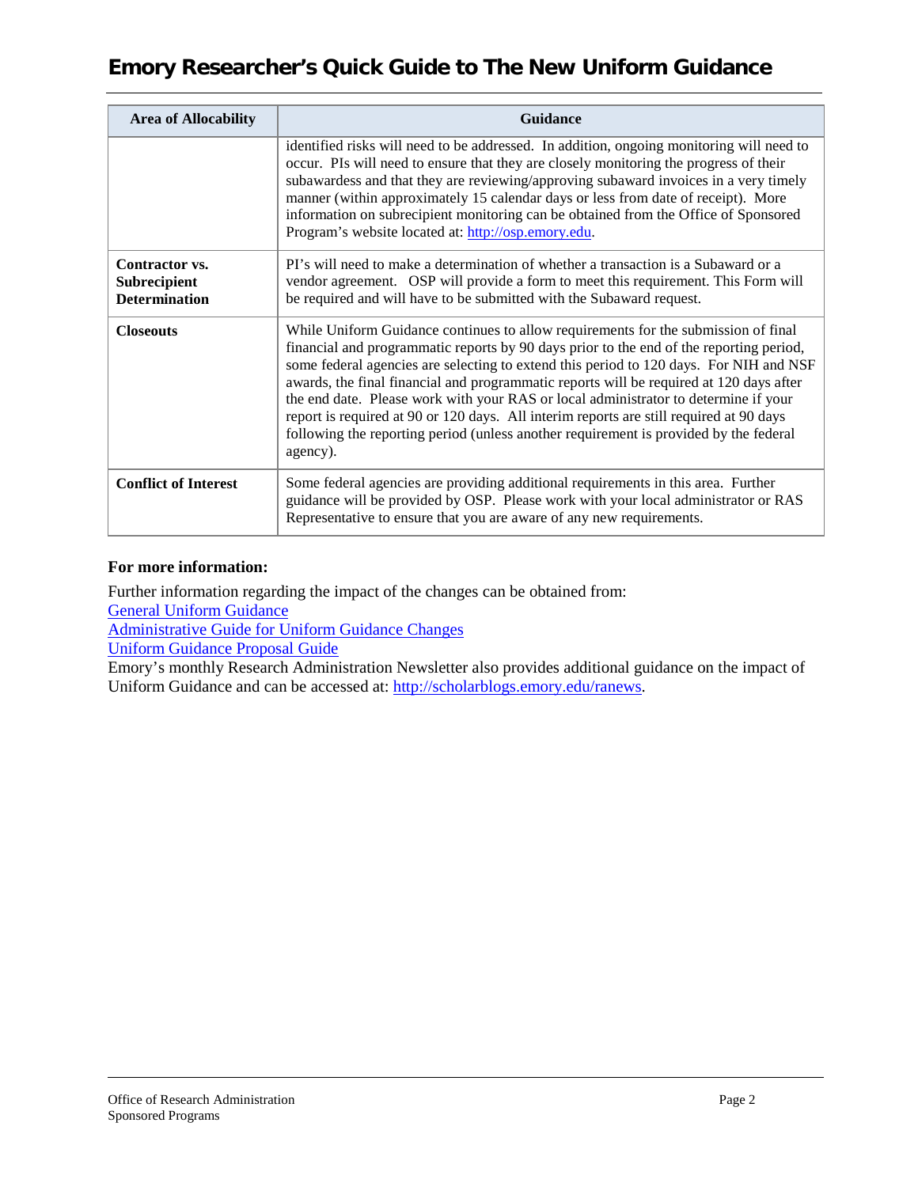| Area of Allocability | Guidance |
|---|---|
| | identified risks will need to be addressed. In addition, ongoing monitoring will need to occur. PIs will need to ensure that they are closely monitoring the progress of their subawardess and that they are reviewing/approving subaward invoices in a very timely manner (within approximately 15 calendar days or less from date of receipt). More information on subrecipient monitoring can be obtained from the Office of Sponsored Program's website located at: [http://osp.emory.edu](http://osp.emory.edu). |
| **Contractor vs. Subrecipient Determination** | PI's will need to make a determination of whether a transaction is a Subaward or a vendor agreement. OSP will provide a form to meet this requirement. This Form will be required and will have to be submitted with the Subaward request. |
| **Closeouts** | While Uniform Guidance continues to allow requirements for the submission of final financial and programmatic reports by 90 days prior to the end of the reporting period, some federal agencies are selecting to extend this period to 120 days. For NIH and NSF awards, the final financial and programmatic reports will be required at 120 days after the end date. Please work with your RAS or local administrator to determine if your report is required at 90 or 120 days. All interim reports are still required at 90 days following the reporting period (unless another requirement is provided by the federal agency). |
| **Conflict of Interest** | Some federal agencies are providing additional requirements in this area. Further guidance will be provided by OSP. Please work with your local administrator or RAS Representative to ensure that you are aware of any new requirements. |

**For more information:**

Further information regarding the impact of the changes can be obtained from:
General Uniform Guidance
Administrative Guide for Uniform Guidance Changes
Uniform Guidance Proposal Guide
Emory's monthly Research Administration Newsletter also provides additional guidance on the impact of Uniform Guidance and can be accessed at: [http://scholarblogs.emory.edu/ranews](http://scholarblogs.emory.edu/ranews).